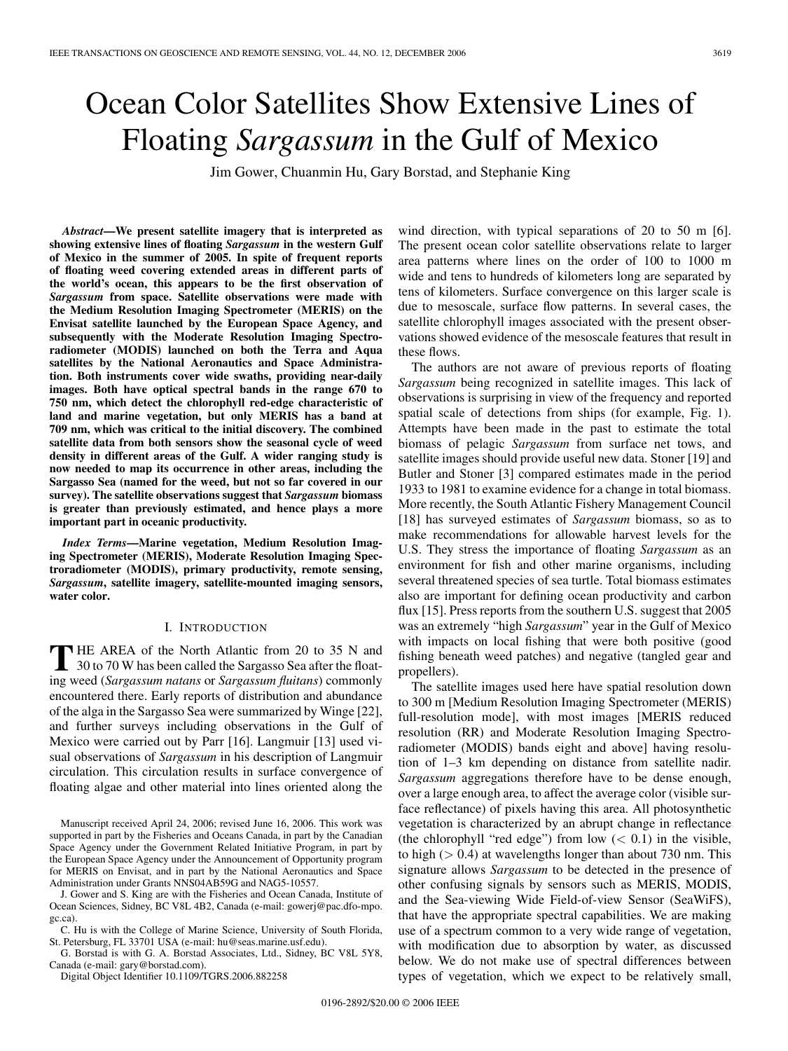# Ocean Color Satellites Show Extensive Lines of Floating *Sargassum* in the Gulf of Mexico

Jim Gower, Chuanmin Hu, Gary Borstad, and Stephanie King

***Abstract*—We present satellite imagery that is interpreted as showing extensive lines of floating *Sargassum* in the western Gulf of Mexico in the summer of 2005. In spite of frequent reports of floating weed covering extended areas in different parts of the world's ocean, this appears to be the first observation of *Sargassum* from space. Satellite observations were made with the Medium Resolution Imaging Spectrometer (MERIS) on the Envisat satellite launched by the European Space Agency, and subsequently with the Moderate Resolution Imaging Spectroradiometer (MODIS) launched on both the Terra and Aqua satellites by the National Aeronautics and Space Administration. Both instruments cover wide swaths, providing near-daily images. Both have optical spectral bands in the range 670 to 750 nm, which detect the chlorophyll red-edge characteristic of land and marine vegetation, but only MERIS has a band at 709 nm, which was critical to the initial discovery. The combined satellite data from both sensors show the seasonal cycle of weed density in different areas of the Gulf. A wider ranging study is now needed to map its occurrence in other areas, including the Sargasso Sea (named for the weed, but not so far covered in our survey). The satellite observations suggest that *Sargassum* biomass is greater than previously estimated, and hence plays a more important part in oceanic productivity.**

***Index Terms*—Marine vegetation, Medium Resolution Imaging Spectrometer (MERIS), Moderate Resolution Imaging Spectroradiometer (MODIS), primary productivity, remote sensing, *Sargassum*, satellite imagery, satellite-mounted imaging sensors, water color.**

## I. Introduction

THE AREA of the North Atlantic from 20 to 35 N and 30 to 70 W has been called the Sargasso Sea after the floating weed (*Sargassum natans* or *Sargassum fluitans*) commonly encountered there. Early reports of distribution and abundance of the alga in the Sargasso Sea were summarized by Winge [22], and further surveys including observations in the Gulf of Mexico were carried out by Parr [16]. Langmuir [13] used visual observations of *Sargassum* in his description of Langmuir circulation. This circulation results in surface convergence of floating algae and other material into lines oriented along the wind direction, with typical separations of 20 to 50 m [6]. The present ocean color satellite observations relate to larger area patterns where lines on the order of 100 to 1000 m wide and tens to hundreds of kilometers long are separated by tens of kilometers. Surface convergence on this larger scale is due to mesoscale, surface flow patterns. In several cases, the satellite chlorophyll images associated with the present observations showed evidence of the mesoscale features that result in these flows.

The authors are not aware of previous reports of floating *Sargassum* being recognized in satellite images. This lack of observations is surprising in view of the frequency and reported spatial scale of detections from ships (for example, Fig. 1). Attempts have been made in the past to estimate the total biomass of pelagic *Sargassum* from surface net tows, and satellite images should provide useful new data. Stoner [19] and Butler and Stoner [3] compared estimates made in the period 1933 to 1981 to examine evidence for a change in total biomass. More recently, the South Atlantic Fishery Management Council [18] has surveyed estimates of *Sargassum* biomass, so as to make recommendations for allowable harvest levels for the U.S. They stress the importance of floating *Sargassum* as an environment for fish and other marine organisms, including several threatened species of sea turtle. Total biomass estimates also are important for defining ocean productivity and carbon flux [15]. Press reports from the southern U.S. suggest that 2005 was an extremely "high *Sargassum*" year in the Gulf of Mexico with impacts on local fishing that were both positive (good fishing beneath weed patches) and negative (tangled gear and propellers).

The satellite images used here have spatial resolution down to 300 m [Medium Resolution Imaging Spectrometer (MERIS) full-resolution mode], with most images [MERIS reduced resolution (RR) and Moderate Resolution Imaging Spectroradiometer (MODIS) bands eight and above] having resolution of 1–3 km depending on distance from satellite nadir. *Sargassum* aggregations therefore have to be dense enough, over a large enough area, to affect the average color (visible surface reflectance) of pixels having this area. All photosynthetic vegetation is characterized by an abrupt change in reflectance (the chlorophyll "red edge") from low ($< 0.1$) in the visible, to high ($> 0.4$) at wavelengths longer than about 730 nm. This signature allows *Sargassum* to be detected in the presence of other confusing signals by sensors such as MERIS, MODIS, and the Sea-viewing Wide Field-of-view Sensor (SeaWiFS), that have the appropriate spectral capabilities. We are making use of a spectrum common to a very wide range of vegetation, with modification due to absorption by water, as discussed below. We do not make use of spectral differences between types of vegetation, which we expect to be relatively small,

---

Manuscript received April 24, 2006; revised June 16, 2006. This work was supported in part by the Fisheries and Oceans Canada, in part by the Canadian Space Agency under the Government Related Initiative Program, in part by the European Space Agency under the Announcement of Opportunity program for MERIS on Envisat, and in part by the National Aeronautics and Space Administration under Grants NNS04AB59G and NAG5-10557.

J. Gower and S. King are with the Fisheries and Ocean Canada, Institute of Ocean Sciences, Sidney, BC V8L 4B2, Canada (e-mail: gowerj@pac.dfo-mpo.gc.ca).

C. Hu is with the College of Marine Science, University of South Florida, St. Petersburg, FL 33701 USA (e-mail: hu@seas.marine.usf.edu).

G. Borstad is with G. A. Borstad Associates, Ltd., Sidney, BC V8L 5Y8, Canada (e-mail: gary@borstad.com).

Digital Object Identifier 10.1109/TGRS.2006.882258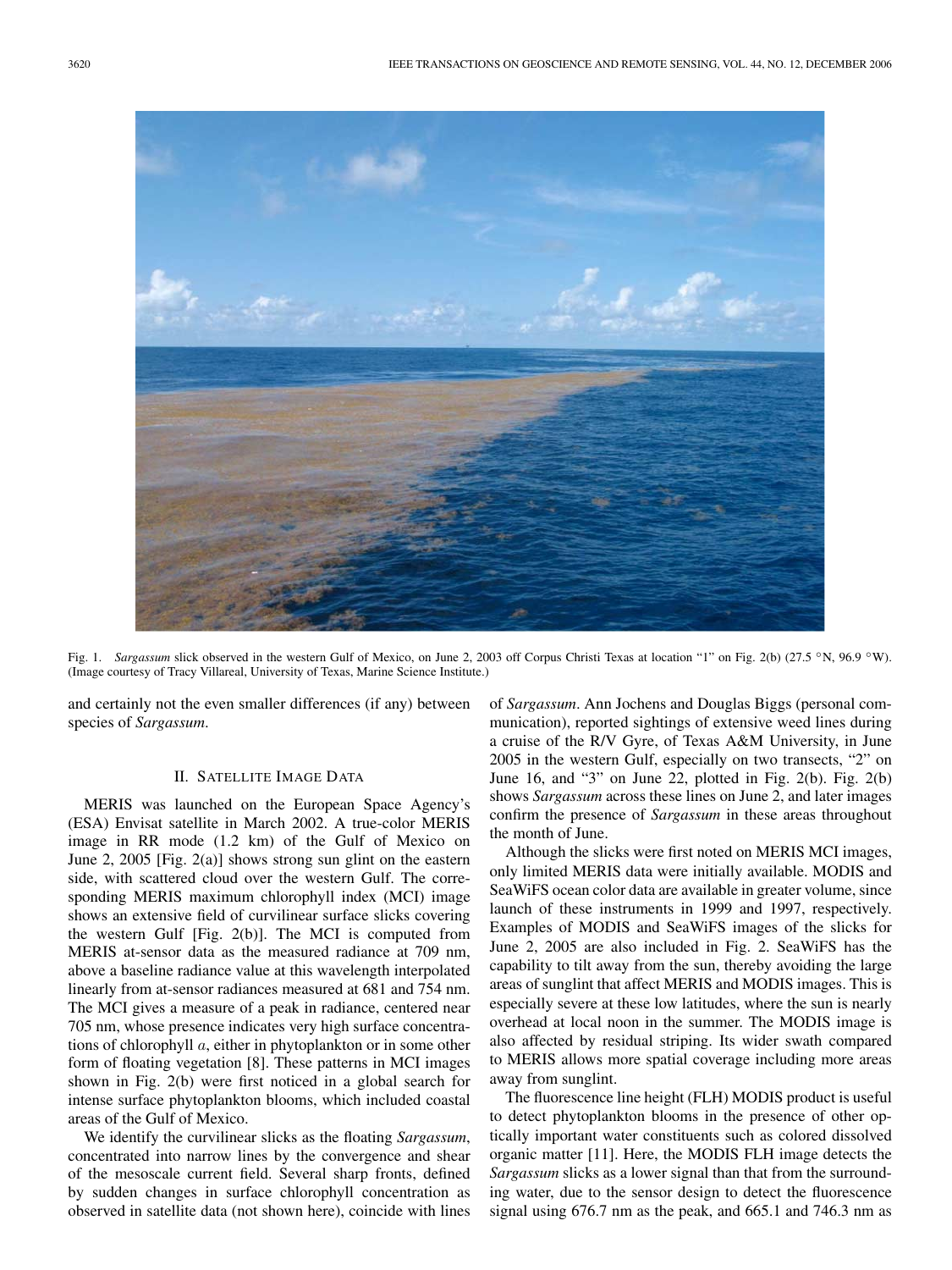Fig. 1. *Sargassum* slick observed in the western Gulf of Mexico, on June 2, 2003 off Corpus Christi Texas at location "1" on Fig. 2(b) (27.5 °N, 96.9 °W). (Image courtesy of Tracy Villareal, University of Texas, Marine Science Institute.)

and certainly not the even smaller differences (if any) between species of *Sargassum*.

## II. Satellite Image Data

MERIS was launched on the European Space Agency's (ESA) Envisat satellite in March 2002. A true-color MERIS image in RR mode (1.2 km) of the Gulf of Mexico on June 2, 2005 [Fig. 2(a)] shows strong sun glint on the eastern side, with scattered cloud over the western Gulf. The corresponding MERIS maximum chlorophyll index (MCI) image shows an extensive field of curvilinear surface slicks covering the western Gulf [Fig. 2(b)]. The MCI is computed from MERIS at-sensor data as the measured radiance at 709 nm, above a baseline radiance value at this wavelength interpolated linearly from at-sensor radiances measured at 681 and 754 nm. The MCI gives a measure of a peak in radiance, centered near 705 nm, whose presence indicates very high surface concentrations of chlorophyll $a$, either in phytoplankton or in some other form of floating vegetation [8]. These patterns in MCI images shown in Fig. 2(b) were first noticed in a global search for intense surface phytoplankton blooms, which included coastal areas of the Gulf of Mexico.

We identify the curvilinear slicks as the floating *Sargassum*, concentrated into narrow lines by the convergence and shear of the mesoscale current field. Several sharp fronts, defined by sudden changes in surface chlorophyll concentration as observed in satellite data (not shown here), coincide with lines of *Sargassum*. Ann Jochens and Douglas Biggs (personal communication), reported sightings of extensive weed lines during a cruise of the R/V Gyre, of Texas A&M University, in June 2005 in the western Gulf, especially on two transects, "2" on June 16, and "3" on June 22, plotted in Fig. 2(b). Fig. 2(b) shows *Sargassum* across these lines on June 2, and later images confirm the presence of *Sargassum* in these areas throughout the month of June.

Although the slicks were first noted on MERIS MCI images, only limited MERIS data were initially available. MODIS and SeaWiFS ocean color data are available in greater volume, since launch of these instruments in 1999 and 1997, respectively. Examples of MODIS and SeaWiFS images of the slicks for June 2, 2005 are also included in Fig. 2. SeaWiFS has the capability to tilt away from the sun, thereby avoiding the large areas of sunglint that affect MERIS and MODIS images. This is especially severe at these low latitudes, where the sun is nearly overhead at local noon in the summer. The MODIS image is also affected by residual striping. Its wider swath compared to MERIS allows more spatial coverage including more areas away from sunglint.

The fluorescence line height (FLH) MODIS product is useful to detect phytoplankton blooms in the presence of other optically important water constituents such as colored dissolved organic matter [11]. Here, the MODIS FLH image detects the *Sargassum* slicks as a lower signal than that from the surrounding water, due to the sensor design to detect the fluorescence signal using 676.7 nm as the peak, and 665.1 and 746.3 nm as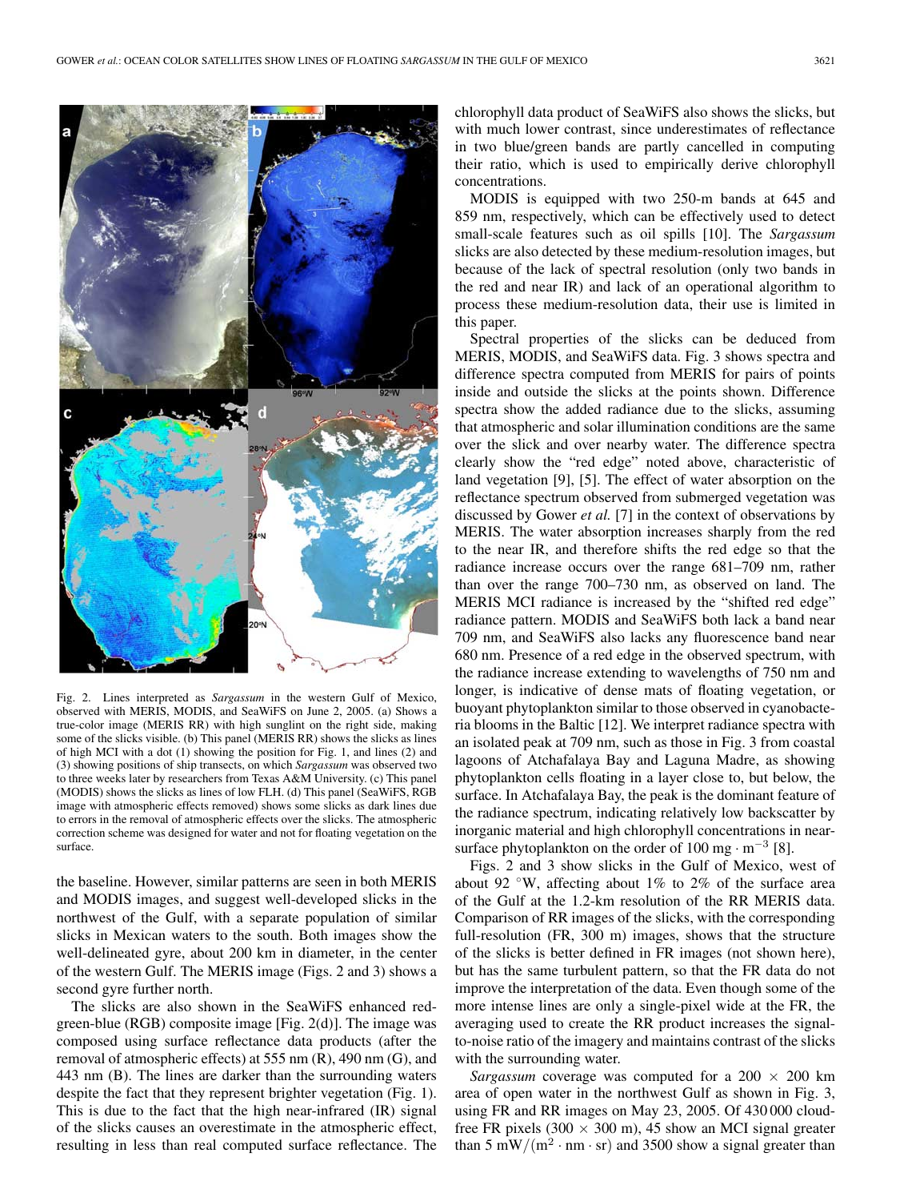Fig. 2. Lines interpreted as *Sargassum* in the western Gulf of Mexico, observed with MERIS, MODIS, and SeaWiFS on June 2, 2005. (a) Shows a true-color image (MERIS RR) with high sunglint on the right side, making some of the slicks visible. (b) This panel (MERIS RR) shows the slicks as lines of high MCI with a dot (1) showing the position for Fig. 1, and lines (2) and (3) showing positions of ship transects, on which *Sargassum* was observed two to three weeks later by researchers from Texas A&M University. (c) This panel (MODIS) shows the slicks as lines of low FLH. (d) This panel (SeaWiFS, RGB image with atmospheric effects removed) shows some slicks as dark lines due to errors in the removal of atmospheric effects over the slicks. The atmospheric correction scheme was designed for water and not for floating vegetation on the surface.

the baseline. However, similar patterns are seen in both MERIS and MODIS images, and suggest well-developed slicks in the northwest of the Gulf, with a separate population of similar slicks in Mexican waters to the south. Both images show the well-delineated gyre, about 200 km in diameter, in the center of the western Gulf. The MERIS image (Figs. 2 and 3) shows a second gyre further north.

The slicks are also shown in the SeaWiFS enhanced red-green-blue (RGB) composite image [Fig. 2(d)]. The image was composed using surface reflectance data products (after the removal of atmospheric effects) at 555 nm (R), 490 nm (G), and 443 nm (B). The lines are darker than the surrounding waters despite the fact that they represent brighter vegetation (Fig. 1). This is due to the fact that the high near-infrared (IR) signal of the slicks causes an overestimate in the atmospheric effect, resulting in less than real computed surface reflectance. The chlorophyll data product of SeaWiFS also shows the slicks, but with much lower contrast, since underestimates of reflectance in two blue/green bands are partly cancelled in computing their ratio, which is used to empirically derive chlorophyll concentrations.

MODIS is equipped with two 250-m bands at 645 and 859 nm, respectively, which can be effectively used to detect small-scale features such as oil spills [10]. The *Sargassum* slicks are also detected by these medium-resolution images, but because of the lack of spectral resolution (only two bands in the red and near IR) and lack of an operational algorithm to process these medium-resolution data, their use is limited in this paper.

Spectral properties of the slicks can be deduced from MERIS, MODIS, and SeaWiFS data. Fig. 3 shows spectra and difference spectra computed from MERIS for pairs of points inside and outside the slicks at the points shown. Difference spectra show the added radiance due to the slicks, assuming that atmospheric and solar illumination conditions are the same over the slick and over nearby water. The difference spectra clearly show the "red edge" noted above, characteristic of land vegetation [9], [5]. The effect of water absorption on the reflectance spectrum observed from submerged vegetation was discussed by Gower *et al.* [7] in the context of observations by MERIS. The water absorption increases sharply from the red to the near IR, and therefore shifts the red edge so that the radiance increase occurs over the range 681–709 nm, rather than over the range 700–730 nm, as observed on land. The MERIS MCI radiance is increased by the "shifted red edge" radiance pattern. MODIS and SeaWiFS both lack a band near 709 nm, and SeaWiFS also lacks any fluorescence band near 680 nm. Presence of a red edge in the observed spectrum, with the radiance increase extending to wavelengths of 750 nm and longer, is indicative of dense mats of floating vegetation, or buoyant phytoplankton similar to those observed in cyanobacteria blooms in the Baltic [12]. We interpret radiance spectra with an isolated peak at 709 nm, such as those in Fig. 3 from coastal lagoons of Atchafalaya Bay and Laguna Madre, as showing phytoplankton cells floating in a layer close to, but below, the surface. In Atchafalaya Bay, the peak is the dominant feature of the radiance spectrum, indicating relatively low backscatter by inorganic material and high chlorophyll concentrations in near-surface phytoplankton on the order of 100 $\mathrm{mg \cdot m^{-3}}$ [8].

Figs. 2 and 3 show slicks in the Gulf of Mexico, west of about 92 °W, affecting about 1% to 2% of the surface area of the Gulf at the 1.2-km resolution of the RR MERIS data. Comparison of RR images of the slicks, with the corresponding full-resolution (FR, 300 m) images, shows that the structure of the slicks is better defined in FR images (not shown here), but has the same turbulent pattern, so that the FR data do not improve the interpretation of the data. Even though some of the more intense lines are only a single-pixel wide at the FR, the averaging used to create the RR product increases the signal-to-noise ratio of the imagery and maintains contrast of the slicks with the surrounding water.

*Sargassum* coverage was computed for a 200 × 200 km area of open water in the northwest Gulf as shown in Fig. 3, using FR and RR images on May 23, 2005. Of 430 000 cloud-free FR pixels (300 × 300 m), 45 show an MCI signal greater than 5 $\mathrm{mW/(m^2 \cdot nm \cdot sr)}$ and 3500 show a signal greater than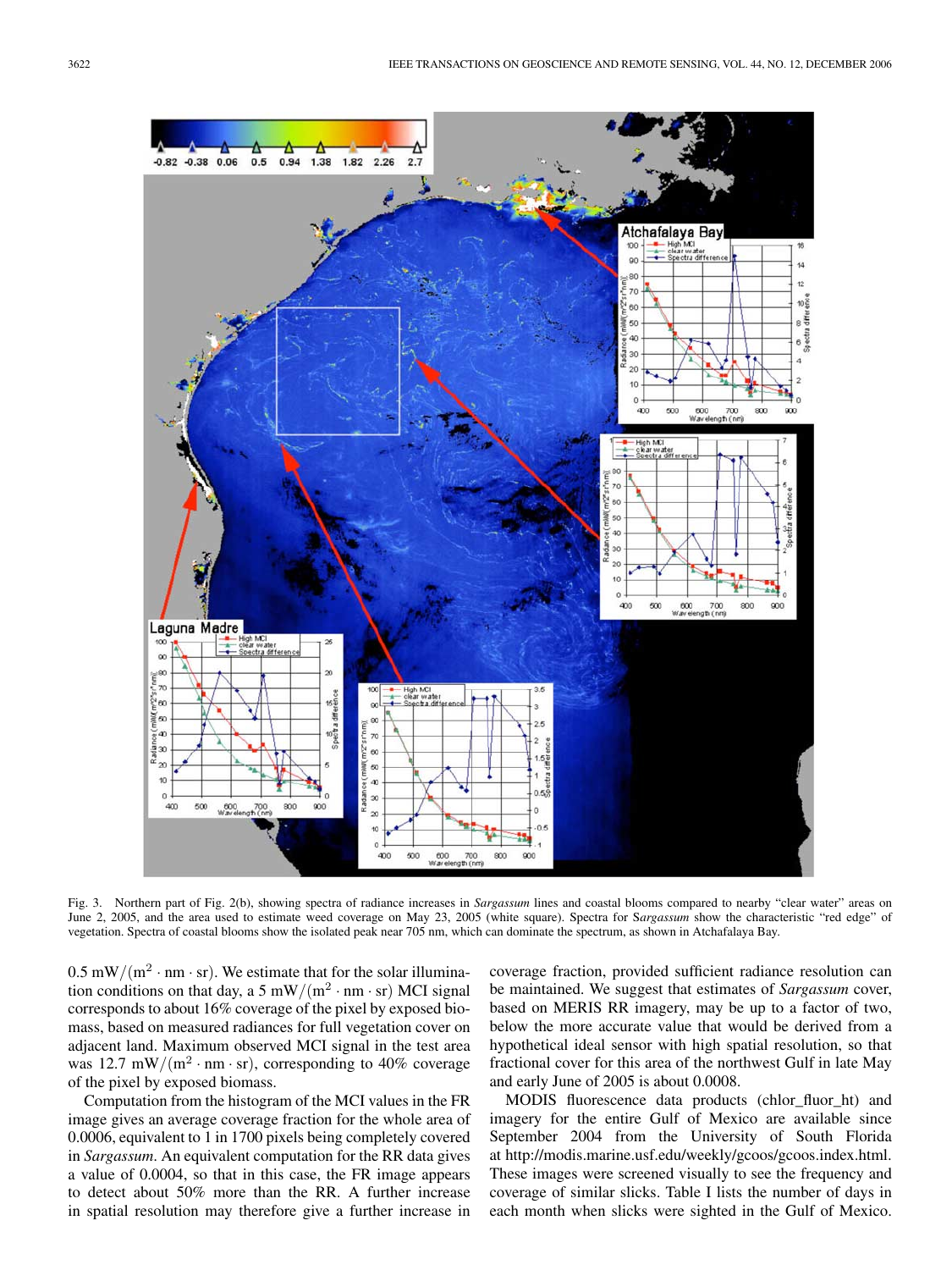Fig. 3. Northern part of Fig. 2(b), showing spectra of radiance increases in *Sargassum* lines and coastal blooms compared to nearby "clear water" areas on June 2, 2005, and the area used to estimate weed coverage on May 23, 2005 (white square). Spectra for S*argassum* show the characteristic "red edge" of vegetation. Spectra of coastal blooms show the isolated peak near 705 nm, which can dominate the spectrum, as shown in Atchafalaya Bay.

$0.5\ \mathrm{mW/(m^2 \cdot nm \cdot sr)}$. We estimate that for the solar illumination conditions on that day, a $5\ \mathrm{mW/(m^2 \cdot nm \cdot sr)}$ MCI signal corresponds to about 16% coverage of the pixel by exposed biomass, based on measured radiances for full vegetation cover on adjacent land. Maximum observed MCI signal in the test area was $12.7\ \mathrm{mW/(m^2 \cdot nm \cdot sr)}$, corresponding to 40% coverage of the pixel by exposed biomass.

Computation from the histogram of the MCI values in the FR image gives an average coverage fraction for the whole area of 0.0006, equivalent to 1 in 1700 pixels being completely covered in *Sargassum*. An equivalent computation for the RR data gives a value of 0.0004, so that in this case, the FR image appears to detect about 50% more than the RR. A further increase in spatial resolution may therefore give a further increase in coverage fraction, provided sufficient radiance resolution can be maintained. We suggest that estimates of *Sargassum* cover, based on MERIS RR imagery, may be up to a factor of two, below the more accurate value that would be derived from a hypothetical ideal sensor with high spatial resolution, so that fractional cover for this area of the northwest Gulf in late May and early June of 2005 is about 0.0008.

MODIS fluorescence data products (chlor_fluor_ht) and imagery for the entire Gulf of Mexico are available since September 2004 from the University of South Florida at http://modis.marine.usf.edu/weekly/gcoos/gcoos.index.html. These images were screened visually to see the frequency and coverage of similar slicks. Table I lists the number of days in each month when slicks were sighted in the Gulf of Mexico.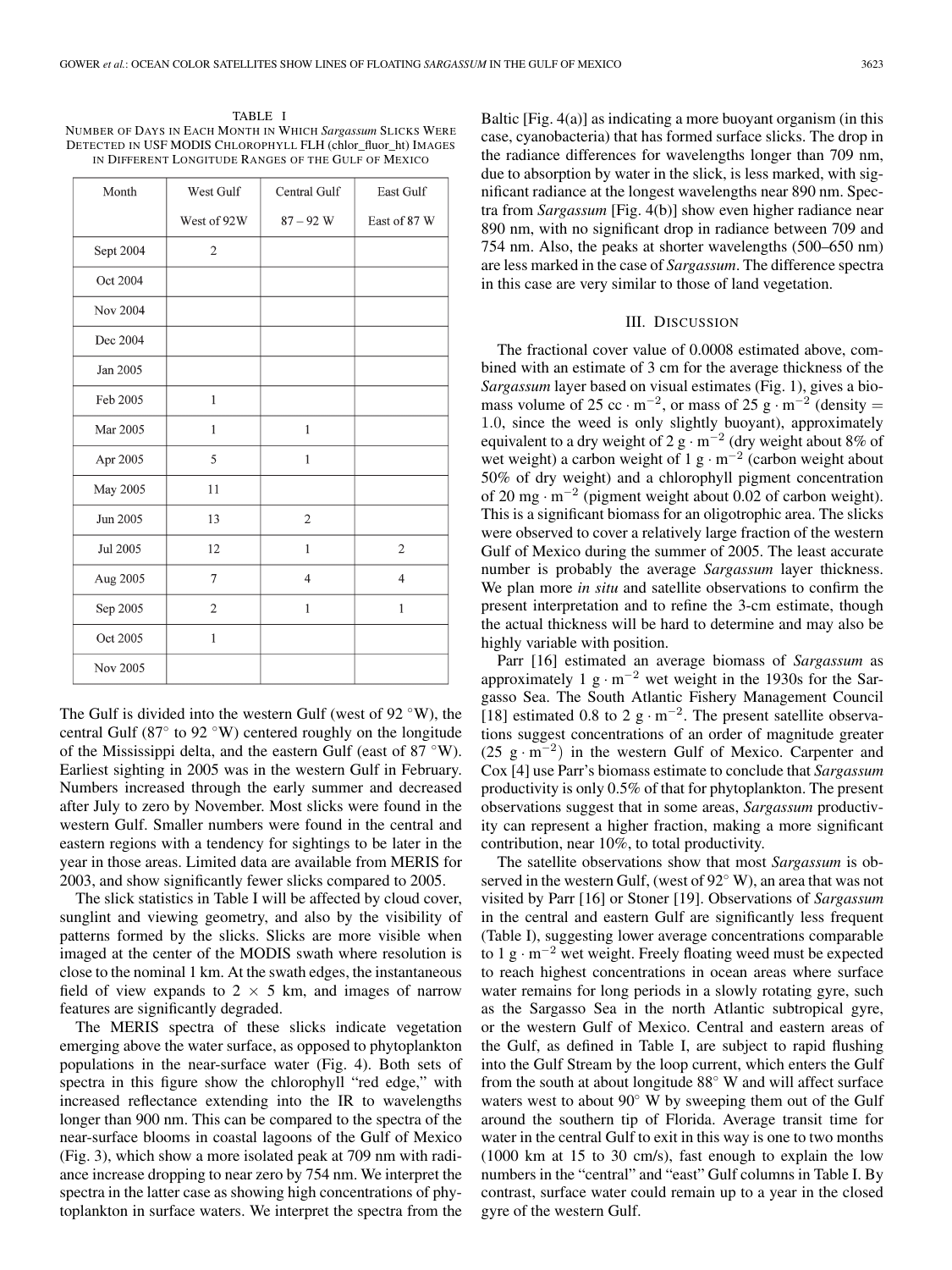TABLE I
NUMBER OF DAYS IN EACH MONTH IN WHICH *Sargassum* SLICKS WERE DETECTED IN USF MODIS CHLOROPHYLL FLH (chlor_fluor_ht) IMAGES IN DIFFERENT LONGITUDE RANGES OF THE GULF OF MEXICO

| Month | West Gulf West of 92W | Central Gulf 87 – 92 W | East Gulf East of 87 W |
|---|---|---|---|
| Sept 2004 | 2 | | |
| Oct 2004 | | | |
| Nov 2004 | | | |
| Dec 2004 | | | |
| Jan 2005 | | | |
| Feb 2005 | 1 | | |
| Mar 2005 | 1 | 1 | |
| Apr 2005 | 5 | 1 | |
| May 2005 | 11 | | |
| Jun 2005 | 13 | 2 | |
| Jul 2005 | 12 | 1 | 2 |
| Aug 2005 | 7 | 4 | 4 |
| Sep 2005 | 2 | 1 | 1 |
| Oct 2005 | 1 | | |
| Nov 2005 | | | |

The Gulf is divided into the western Gulf (west of 92 °W), the central Gulf (87° to 92 °W) centered roughly on the longitude of the Mississippi delta, and the eastern Gulf (east of 87 °W). Earliest sighting in 2005 was in the western Gulf in February. Numbers increased through the early summer and decreased after July to zero by November. Most slicks were found in the western Gulf. Smaller numbers were found in the central and eastern regions with a tendency for sightings to be later in the year in those areas. Limited data are available from MERIS for 2003, and show significantly fewer slicks compared to 2005.

The slick statistics in Table I will be affected by cloud cover, sunglint and viewing geometry, and also by the visibility of patterns formed by the slicks. Slicks are more visible when imaged at the center of the MODIS swath where resolution is close to the nominal 1 km. At the swath edges, the instantaneous field of view expands to 2 × 5 km, and images of narrow features are significantly degraded.

The MERIS spectra of these slicks indicate vegetation emerging above the water surface, as opposed to phytoplankton populations in the near-surface water (Fig. 4). Both sets of spectra in this figure show the chlorophyll "red edge," with increased reflectance extending into the IR to wavelengths longer than 900 nm. This can be compared to the spectra of the near-surface blooms in coastal lagoons of the Gulf of Mexico (Fig. 3), which show a more isolated peak at 709 nm with radiance increase dropping to near zero by 754 nm. We interpret the spectra in the latter case as showing high concentrations of phytoplankton in surface waters. We interpret the spectra from the Baltic [Fig. 4(a)] as indicating a more buoyant organism (in this case, cyanobacteria) that has formed surface slicks. The drop in the radiance differences for wavelengths longer than 709 nm, due to absorption by water in the slick, is less marked, with significant radiance at the longest wavelengths near 890 nm. Spectra from *Sargassum* [Fig. 4(b)] show even higher radiance near 890 nm, with no significant drop in radiance between 709 and 754 nm. Also, the peaks at shorter wavelengths (500–650 nm) are less marked in the case of *Sargassum*. The difference spectra in this case are very similar to those of land vegetation.

## III. DISCUSSION

The fractional cover value of 0.0008 estimated above, combined with an estimate of 3 cm for the average thickness of the *Sargassum* layer based on visual estimates (Fig. 1), gives a biomass volume of 25 $cc \cdot m^{-2}$, or mass of 25 $g \cdot m^{-2}$ (density = 1.0, since the weed is only slightly buoyant), approximately equivalent to a dry weight of 2 $g \cdot m^{-2}$ (dry weight about 8% of wet weight) a carbon weight of 1 $g \cdot m^{-2}$ (carbon weight about 50% of dry weight) and a chlorophyll pigment concentration of 20 $mg \cdot m^{-2}$ (pigment weight about 0.02 of carbon weight). This is a significant biomass for an oligotrophic area. The slicks were observed to cover a relatively large fraction of the western Gulf of Mexico during the summer of 2005. The least accurate number is probably the average *Sargassum* layer thickness. We plan more *in situ* and satellite observations to confirm the present interpretation and to refine the 3-cm estimate, though the actual thickness will be hard to determine and may also be highly variable with position.

Parr [16] estimated an average biomass of *Sargassum* as approximately 1 $g \cdot m^{-2}$ wet weight in the 1930s for the Sargasso Sea. The South Atlantic Fishery Management Council [18] estimated 0.8 to 2 $g \cdot m^{-2}$. The present satellite observations suggest concentrations of an order of magnitude greater (25 $g \cdot m^{-2}$) in the western Gulf of Mexico. Carpenter and Cox [4] use Parr's biomass estimate to conclude that *Sargassum* productivity is only 0.5% of that for phytoplankton. The present observations suggest that in some areas, *Sargassum* productivity can represent a higher fraction, making a more significant contribution, near 10%, to total productivity.

The satellite observations show that most *Sargassum* is observed in the western Gulf, (west of 92° W), an area that was not visited by Parr [16] or Stoner [19]. Observations of *Sargassum* in the central and eastern Gulf are significantly less frequent (Table I), suggesting lower average concentrations comparable to 1 $g \cdot m^{-2}$ wet weight. Freely floating weed must be expected to reach highest concentrations in ocean areas where surface water remains for long periods in a slowly rotating gyre, such as the Sargasso Sea in the north Atlantic subtropical gyre, or the western Gulf of Mexico. Central and eastern areas of the Gulf, as defined in Table I, are subject to rapid flushing into the Gulf Stream by the loop current, which enters the Gulf from the south at about longitude 88° W and will affect surface waters west to about 90° W by sweeping them out of the Gulf around the southern tip of Florida. Average transit time for water in the central Gulf to exit in this way is one to two months (1000 km at 15 to 30 cm/s), fast enough to explain the low numbers in the "central" and "east" Gulf columns in Table I. By contrast, surface water could remain up to a year in the closed gyre of the western Gulf.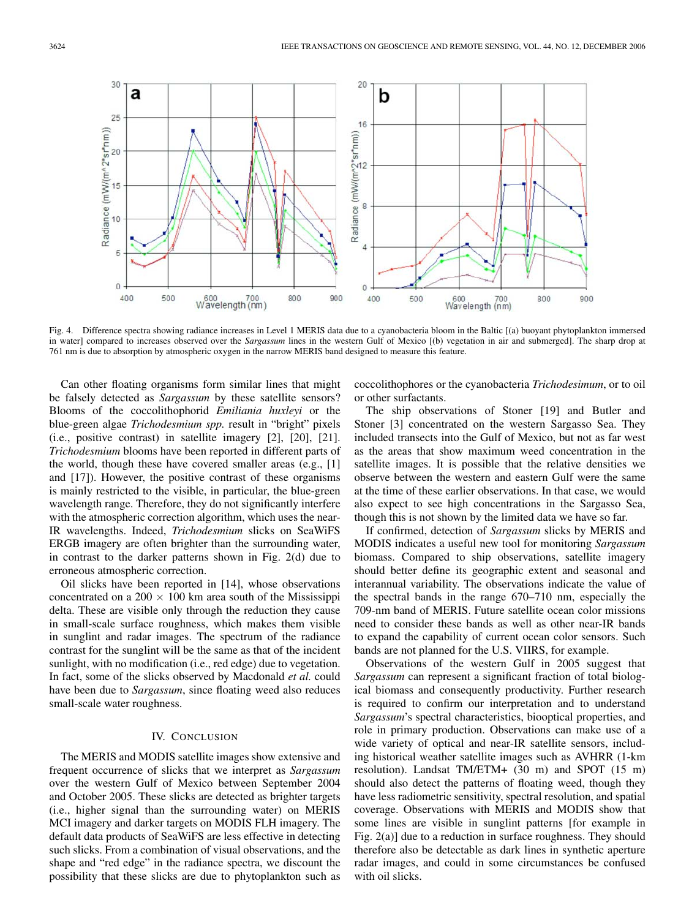a

30
25
20
15
10
5
0

Radiance (mW/(m^2*sr*nm))

400 500 600 700 800 900

Wavelength (nm)

b

20
16
12
8
4
0

Radiance (mW/(m^2*sr*nm))

400 500 600 700 800 900

Wavelength (nm)

Fig. 4. Difference spectra showing radiance increases in Level 1 MERIS data due to a cyanobacteria bloom in the Baltic [(a) buoyant phytoplankton immersed in water] compared to increases observed over the *Sargassum* lines in the western Gulf of Mexico [(b) vegetation in air and submerged]. The sharp drop at 761 nm is due to absorption by atmospheric oxygen in the narrow MERIS band designed to measure this feature.

Can other floating organisms form similar lines that might be falsely detected as *Sargassum* by these satellite sensors? Blooms of the coccolithophorid *Emiliania huxleyi* or the blue-green algae *Trichodesmium spp.* result in "bright" pixels (i.e., positive contrast) in satellite imagery [2], [20], [21]. *Trichodesmium* blooms have been reported in different parts of the world, though these have covered smaller areas (e.g., [1] and [17]). However, the positive contrast of these organisms is mainly restricted to the visible, in particular, the blue-green wavelength range. Therefore, they do not significantly interfere with the atmospheric correction algorithm, which uses the near-IR wavelengths. Indeed, *Trichodesmium* slicks on SeaWiFS ERGB imagery are often brighter than the surrounding water, in contrast to the darker patterns shown in Fig. 2(d) due to erroneous atmospheric correction.

Oil slicks have been reported in [14], whose observations concentrated on a 200 × 100 km area south of the Mississippi delta. These are visible only through the reduction they cause in small-scale surface roughness, which makes them visible in sunglint and radar images. The spectrum of the radiance contrast for the sunglint will be the same as that of the incident sunlight, with no modification (i.e., red edge) due to vegetation. In fact, some of the slicks observed by Macdonald *et al.* could have been due to *Sargassum*, since floating weed also reduces small-scale water roughness.

## IV. Conclusion

The MERIS and MODIS satellite images show extensive and frequent occurrence of slicks that we interpret as *Sargassum* over the western Gulf of Mexico between September 2004 and October 2005. These slicks are detected as brighter targets (i.e., higher signal than the surrounding water) on MERIS MCI imagery and darker targets on MODIS FLH imagery. The default data products of SeaWiFS are less effective in detecting such slicks. From a combination of visual observations, and the shape and "red edge" in the radiance spectra, we discount the possibility that these slicks are due to phytoplankton such as coccolithophores or the cyanobacteria *Trichodesimum*, or to oil or other surfactants.

The ship observations of Stoner [19] and Butler and Stoner [3] concentrated on the western Sargasso Sea. They included transects into the Gulf of Mexico, but not as far west as the areas that show maximum weed concentration in the satellite images. It is possible that the relative densities we observe between the western and eastern Gulf were the same at the time of these earlier observations. In that case, we would also expect to see high concentrations in the Sargasso Sea, though this is not shown by the limited data we have so far.

If confirmed, detection of *Sargassum* slicks by MERIS and MODIS indicates a useful new tool for monitoring *Sargassum* biomass. Compared to ship observations, satellite imagery should better define its geographic extent and seasonal and interannual variability. The observations indicate the value of the spectral bands in the range 670–710 nm, especially the 709-nm band of MERIS. Future satellite ocean color missions need to consider these bands as well as other near-IR bands to expand the capability of current ocean color sensors. Such bands are not planned for the U.S. VIIRS, for example.

Observations of the western Gulf in 2005 suggest that *Sargassum* can represent a significant fraction of total biological biomass and consequently productivity. Further research is required to confirm our interpretation and to understand *Sargassum*'s spectral characteristics, biooptical properties, and role in primary production. Observations can make use of a wide variety of optical and near-IR satellite sensors, including historical weather satellite images such as AVHRR (1-km resolution). Landsat TM/ETM+ (30 m) and SPOT (15 m) should also detect the patterns of floating weed, though they have less radiometric sensitivity, spectral resolution, and spatial coverage. Observations with MERIS and MODIS show that some lines are visible in sunglint patterns [for example in Fig. 2(a)] due to a reduction in surface roughness. They should therefore also be detectable as dark lines in synthetic aperture radar images, and could in some circumstances be confused with oil slicks.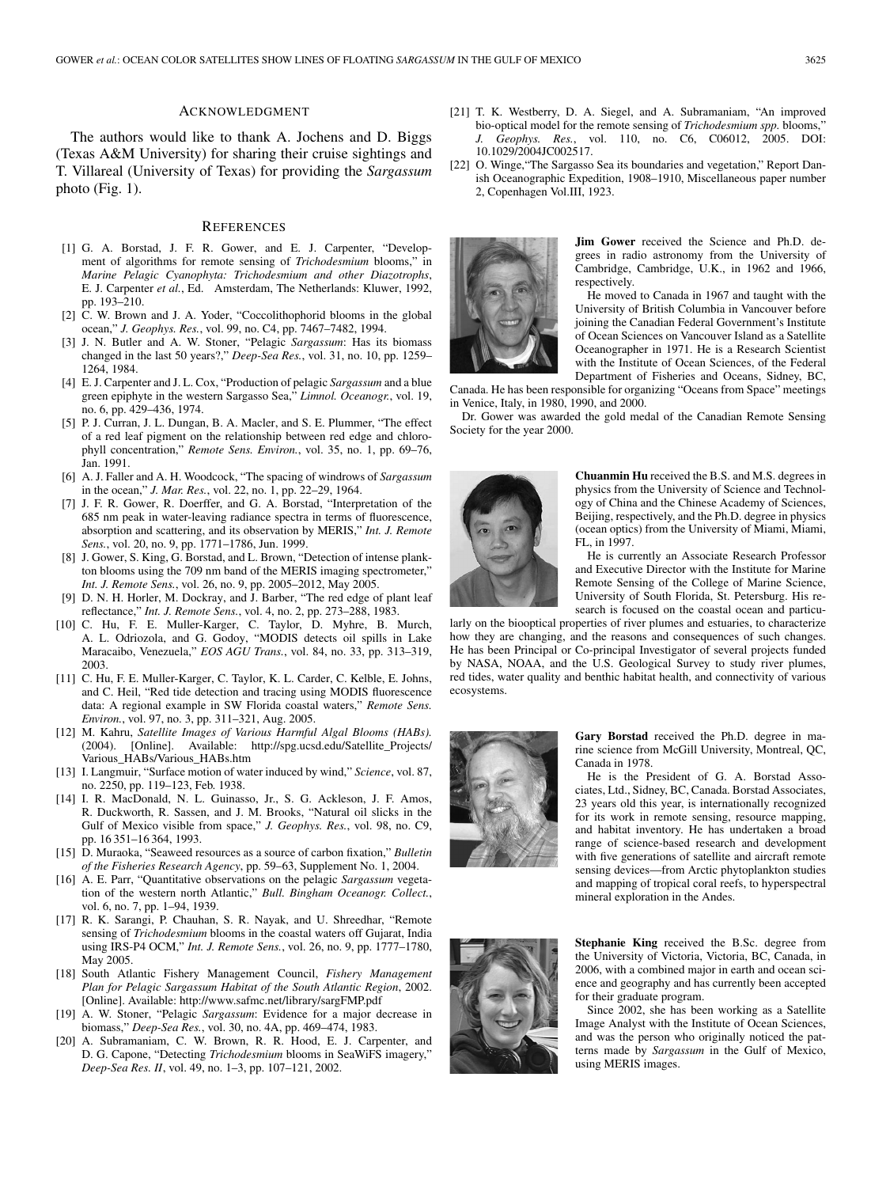## Acknowledgment

The authors would like to thank A. Jochens and D. Biggs (Texas A&M University) for sharing their cruise sightings and T. Villareal (University of Texas) for providing the *Sargassum* photo (Fig. 1).

## References

[1] G. A. Borstad, J. F. R. Gower, and E. J. Carpenter, "Development of algorithms for remote sensing of *Trichodesmium* blooms," in *Marine Pelagic Cyanophyta: Trichodesmium and other Diazotrophs*, E. J. Carpenter *et al.*, Ed. Amsterdam, The Netherlands: Kluwer, 1992, pp. 193–210.

[2] C. W. Brown and J. A. Yoder, "Coccolithophorid blooms in the global ocean," *J. Geophys. Res.*, vol. 99, no. C4, pp. 7467–7482, 1994.

[3] J. N. Butler and A. W. Stoner, "Pelagic *Sargassum*: Has its biomass changed in the last 50 years?," *Deep-Sea Res.*, vol. 31, no. 10, pp. 1259–1264, 1984.

[4] E. J. Carpenter and J. L. Cox, "Production of pelagic *Sargassum* and a blue green epiphyte in the western Sargasso Sea," *Limnol. Oceanogr.*, vol. 19, no. 6, pp. 429–436, 1974.

[5] P. J. Curran, J. L. Dungan, B. A. Macler, and S. E. Plummer, "The effect of a red leaf pigment on the relationship between red edge and chlorophyll concentration," *Remote Sens. Environ.*, vol. 35, no. 1, pp. 69–76, Jan. 1991.

[6] A. J. Faller and A. H. Woodcock, "The spacing of windrows of *Sargassum* in the ocean," *J. Mar. Res.*, vol. 22, no. 1, pp. 22–29, 1964.

[7] J. F. R. Gower, R. Doerffer, and G. A. Borstad, "Interpretation of the 685 nm peak in water-leaving radiance spectra in terms of fluorescence, absorption and scattering, and its observation by MERIS," *Int. J. Remote Sens.*, vol. 20, no. 9, pp. 1771–1786, Jun. 1999.

[8] J. Gower, S. King, G. Borstad, and L. Brown, "Detection of intense plankton blooms using the 709 nm band of the MERIS imaging spectrometer," *Int. J. Remote Sens.*, vol. 26, no. 9, pp. 2005–2012, May 2005.

[9] D. N. H. Horler, M. Dockray, and J. Barber, "The red edge of plant leaf reflectance," *Int. J. Remote Sens.*, vol. 4, no. 2, pp. 273–288, 1983.

[10] C. Hu, F. E. Muller-Karger, C. Taylor, D. Myhre, B. Murch, A. L. Odriozola, and G. Godoy, "MODIS detects oil spills in Lake Maracaibo, Venezuela," *EOS AGU Trans.*, vol. 84, no. 33, pp. 313–319, 2003.

[11] C. Hu, F. E. Muller-Karger, C. Taylor, K. L. Carder, C. Kelble, E. Johns, and C. Heil, "Red tide detection and tracing using MODIS fluorescence data: A regional example in SW Florida coastal waters," *Remote Sens. Environ.*, vol. 97, no. 3, pp. 311–321, Aug. 2005.

[12] M. Kahru, *Satellite Images of Various Harmful Algal Blooms (HABs).* (2004). [Online]. Available: http://spg.ucsd.edu/Satellite_Projects/Various_HABs/Various_HABs.htm

[13] I. Langmuir, "Surface motion of water induced by wind," *Science*, vol. 87, no. 2250, pp. 119–123, Feb. 1938.

[14] I. R. MacDonald, N. L. Guinasso, Jr., S. G. Ackleson, J. F. Amos, R. Duckworth, R. Sassen, and J. M. Brooks, "Natural oil slicks in the Gulf of Mexico visible from space," *J. Geophys. Res.*, vol. 98, no. C9, pp. 16 351–16 364, 1993.

[15] D. Muraoka, "Seaweed resources as a source of carbon fixation," *Bulletin of the Fisheries Research Agency*, pp. 59–63, Supplement No. 1, 2004.

[16] A. E. Parr, "Quantitative observations on the pelagic *Sargassum* vegetation of the western north Atlantic," *Bull. Bingham Oceanogr. Collect.*, vol. 6, no. 7, pp. 1–94, 1939.

[17] R. K. Sarangi, P. Chauhan, S. R. Nayak, and U. Shreedhar, "Remote sensing of *Trichodesmium* blooms in the coastal waters off Gujarat, India using IRS-P4 OCM," *Int. J. Remote Sens.*, vol. 26, no. 9, pp. 1777–1780, May 2005.

[18] South Atlantic Fishery Management Council, *Fishery Management Plan for Pelagic Sargassum Habitat of the South Atlantic Region*, 2002. [Online]. Available: http://www.safmc.net/library/sargFMP.pdf

[19] A. W. Stoner, "Pelagic *Sargassum*: Evidence for a major decrease in biomass," *Deep-Sea Res.*, vol. 30, no. 4A, pp. 469–474, 1983.

[20] A. Subramaniam, C. W. Brown, R. R. Hood, E. J. Carpenter, and D. G. Capone, "Detecting *Trichodesmium* blooms in SeaWiFS imagery," *Deep-Sea Res. II*, vol. 49, no. 1–3, pp. 107–121, 2002.

[21] T. K. Westberry, D. A. Siegel, and A. Subramaniam, "An improved bio-optical model for the remote sensing of *Trichodesmium spp.* blooms," *J. Geophys. Res.*, vol. 110, no. C6, C06012, 2005. DOI: 10.1029/2004JC002517.

[22] O. Winge,"The Sargasso Sea its boundaries and vegetation," Report Danish Oceanographic Expedition, 1908–1910, Miscellaneous paper number 2, Copenhagen Vol.III, 1923.

**Jim Gower** received the Science and Ph.D. degrees in radio astronomy from the University of Cambridge, Cambridge, U.K., in 1962 and 1966, respectively.

He moved to Canada in 1967 and taught with the University of British Columbia in Vancouver before joining the Canadian Federal Government's Institute of Ocean Sciences on Vancouver Island as a Satellite Oceanographer in 1971. He is a Research Scientist with the Institute of Ocean Sciences, of the Federal Department of Fisheries and Oceans, Sidney, BC, Canada. He has been responsible for organizing "Oceans from Space" meetings in Venice, Italy, in 1980, 1990, and 2000.

Dr. Gower was awarded the gold medal of the Canadian Remote Sensing Society for the year 2000.

**Chuanmin Hu** received the B.S. and M.S. degrees in physics from the University of Science and Technology of China and the Chinese Academy of Sciences, Beijing, respectively, and the Ph.D. degree in physics (ocean optics) from the University of Miami, Miami, FL, in 1997.

He is currently an Associate Research Professor and Executive Director with the Institute for Marine Remote Sensing of the College of Marine Science, University of South Florida, St. Petersburg. His research is focused on the coastal ocean and particularly on the biooptical properties of river plumes and estuaries, to characterize how they are changing, and the reasons and consequences of such changes. He has been Principal or Co-principal Investigator of several projects funded by NASA, NOAA, and the U.S. Geological Survey to study river plumes, red tides, water quality and benthic habitat health, and connectivity of various ecosystems.

**Gary Borstad** received the Ph.D. degree in marine science from McGill University, Montreal, QC, Canada in 1978.

He is the President of G. A. Borstad Associates, Ltd., Sidney, BC, Canada. Borstad Associates, 23 years old this year, is internationally recognized for its work in remote sensing, resource mapping, and habitat inventory. He has undertaken a broad range of science-based research and development with five generations of satellite and aircraft remote sensing devices—from Arctic phytoplankton studies and mapping of tropical coral reefs, to hyperspectral mineral exploration in the Andes.

**Stephanie King** received the B.Sc. degree from the University of Victoria, Victoria, BC, Canada, in 2006, with a combined major in earth and ocean science and geography and has currently been accepted for their graduate program.

Since 2002, she has been working as a Satellite Image Analyst with the Institute of Ocean Sciences, and was the person who originally noticed the patterns made by *Sargassum* in the Gulf of Mexico, using MERIS images.